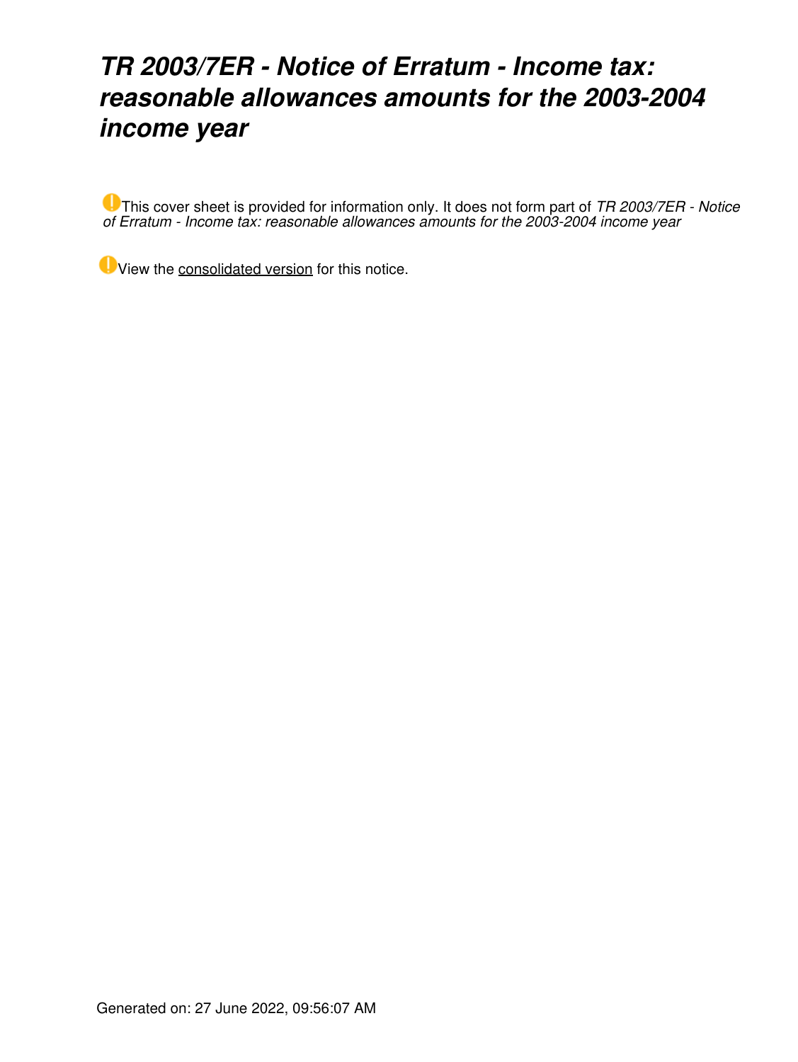# *TR 2003/7ER - Notice of Erratum - Income tax: reasonable allowances amounts for the 2003-2004 income year*

This cover sheet is provided for information only. It does not form part of *TR 2003/7ER - Notice of Erratum - Income tax: reasonable allowances amounts for the 2003-2004 income year*

View the consolidated version for this notice.

Generated on: 27 June 2022, 09:56:07 AM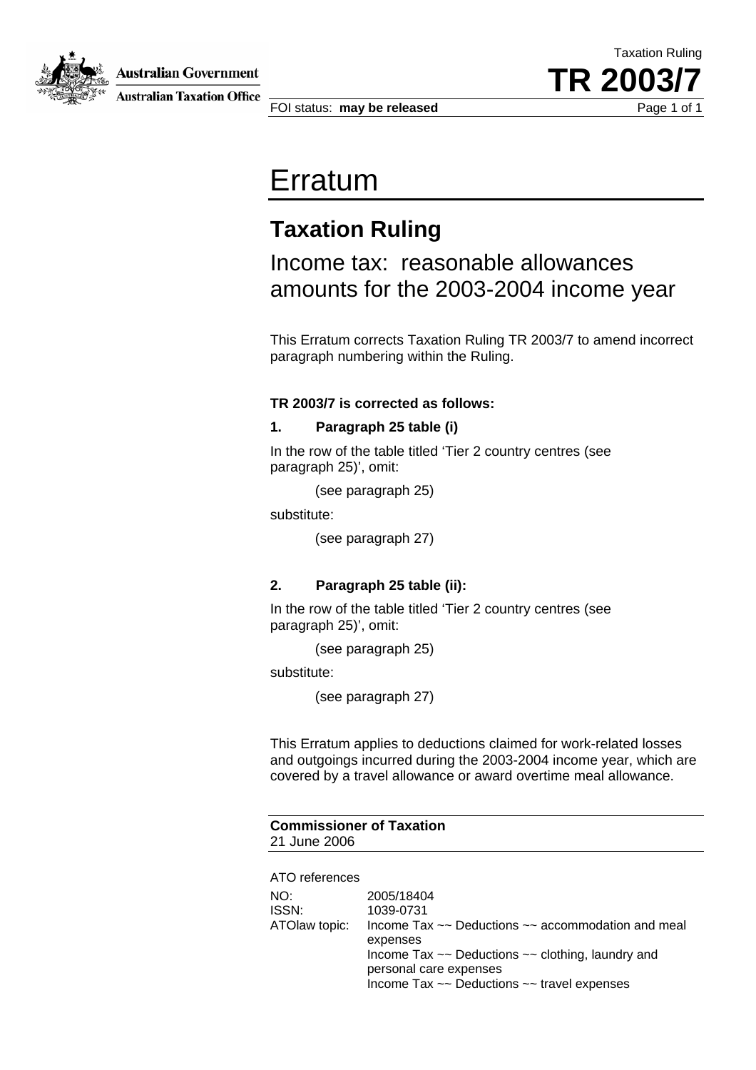# Erratum

## Taxation Ruling

### Income tax: reasonable allowances amounts for the 2003-2004 income year

This Erratum corrects Taxation Ruling TR 2003/7 to amend incorrect paragraph numbering within the Ruling.

**TR 2003/7 is corrected as follows:**

**1. Paragraph 25 table (i)**

In the row of the table titled 'Tier 2 country centres (see paragraph 25)', omit:

> (see paragraph 25)

substitute:

> (see paragraph 27)

**2. Paragraph 25 table (ii):**

In the row of the table titled 'Tier 2 country centres (see paragraph 25)', omit:

> (see paragraph 25)

substitute:

> (see paragraph 27)

This Erratum applies to deductions claimed for work-related losses and outgoings incurred during the 2003-2004 income year, which are covered by a travel allowance or award overtime meal allowance.

**Commissioner of Taxation**
21 June 2006

ATO references

| | |
|---|---|
| NO: | 2005/18404 |
| ISSN: | 1039-0731 |
| ATOlaw topic: | Income Tax ~~ Deductions ~~ accommodation and meal expenses<br>Income Tax ~~ Deductions ~~ clothing, laundry and personal care expenses<br>Income Tax ~~ Deductions ~~ travel expenses |